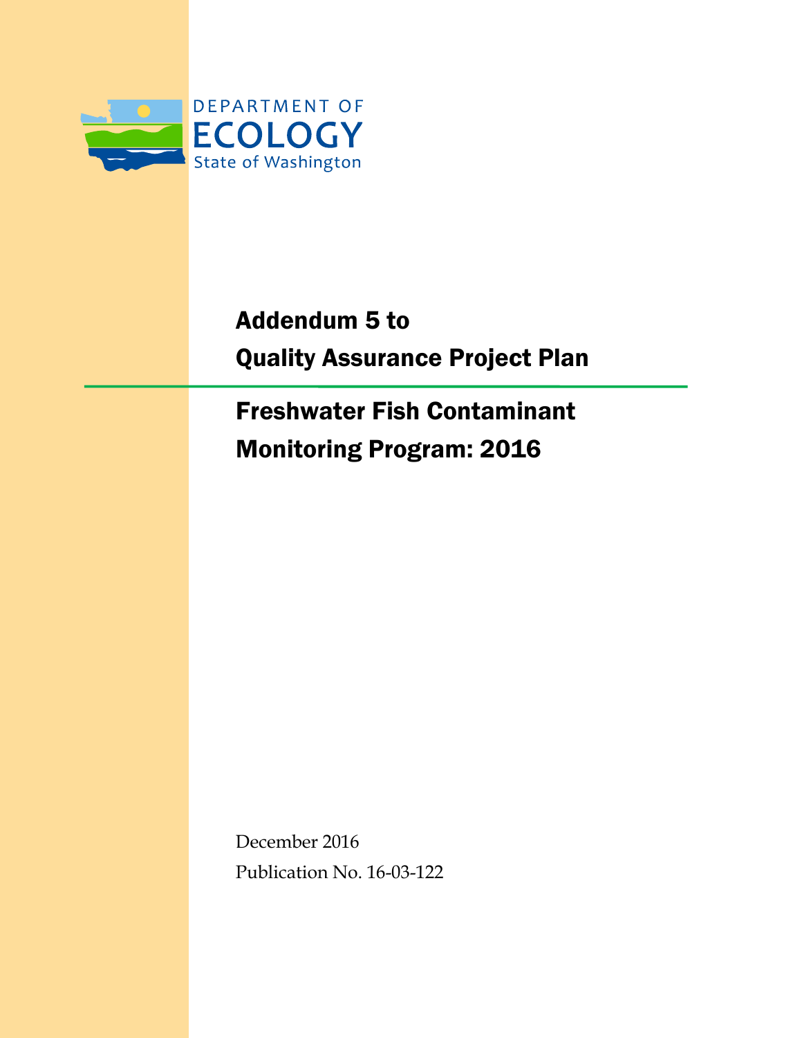DEPARTMENT OF
ECOLOGY
State of Washington

# Addendum 5 to Quality Assurance Project Plan

## Freshwater Fish Contaminant Monitoring Program: 2016

December 2016

Publication No. 16-03-122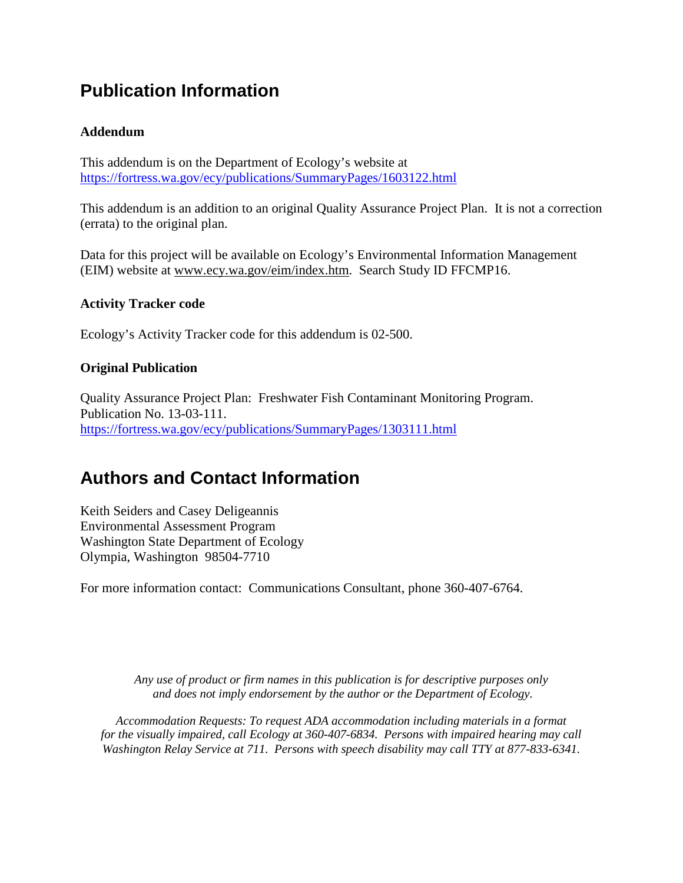# Publication Information

### Addendum

This addendum is on the Department of Ecology's website at https://fortress.wa.gov/ecy/publications/SummaryPages/1603122.html

This addendum is an addition to an original Quality Assurance Project Plan. It is not a correction (errata) to the original plan.

Data for this project will be available on Ecology's Environmental Information Management (EIM) website at www.ecy.wa.gov/eim/index.htm. Search Study ID FFCMP16.

### Activity Tracker code

Ecology's Activity Tracker code for this addendum is 02-500.

### Original Publication

Quality Assurance Project Plan: Freshwater Fish Contaminant Monitoring Program.
Publication No. 13-03-111.
https://fortress.wa.gov/ecy/publications/SummaryPages/1303111.html

# Authors and Contact Information

Keith Seiders and Casey Deligeannis
Environmental Assessment Program
Washington State Department of Ecology
Olympia, Washington 98504-7710

For more information contact: Communications Consultant, phone 360-407-6764.

*Any use of product or firm names in this publication is for descriptive purposes only and does not imply endorsement by the author or the Department of Ecology.*

*Accommodation Requests: To request ADA accommodation including materials in a format for the visually impaired, call Ecology at 360-407-6834. Persons with impaired hearing may call Washington Relay Service at 711. Persons with speech disability may call TTY at 877-833-6341.*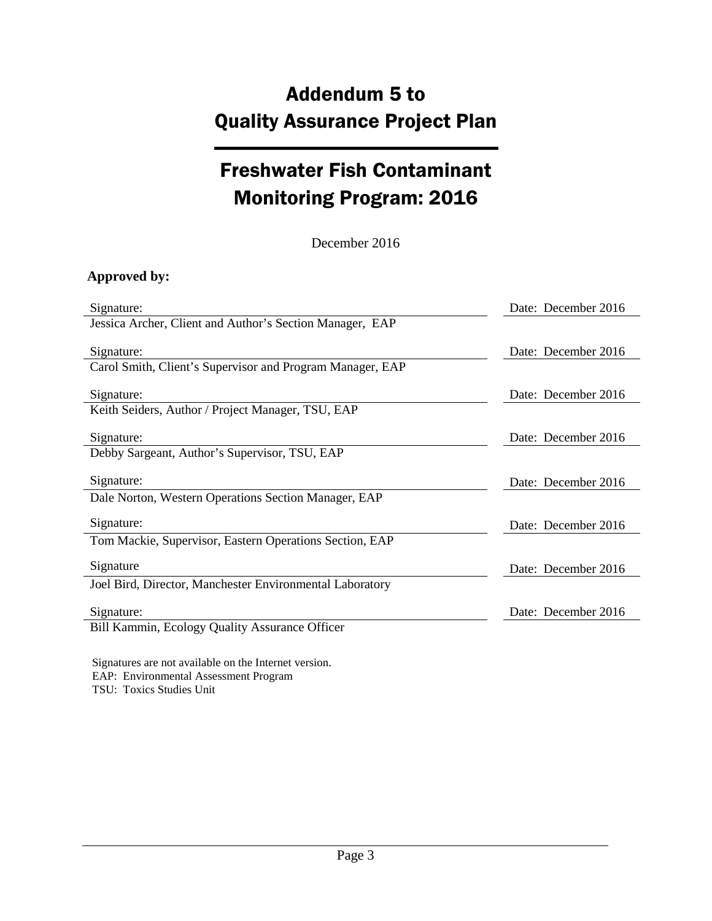# Addendum 5 to Quality Assurance Project Plan

# Freshwater Fish Contaminant Monitoring Program: 2016

December 2016

**Approved by:**

| Signature: | Date: December 2016 |
|---|---|
| Jessica Archer, Client and Author's Section Manager, EAP | |
| Signature: | Date: December 2016 |
| Carol Smith, Client's Supervisor and Program Manager, EAP | |
| Signature: | Date: December 2016 |
| Keith Seiders, Author / Project Manager, TSU, EAP | |
| Signature: | Date: December 2016 |
| Debby Sargeant, Author's Supervisor, TSU, EAP | |
| Signature: | Date: December 2016 |
| Dale Norton, Western Operations Section Manager, EAP | |
| Signature: | Date: December 2016 |
| Tom Mackie, Supervisor, Eastern Operations Section, EAP | |
| Signature | Date: December 2016 |
| Joel Bird, Director, Manchester Environmental Laboratory | |
| Signature: | Date: December 2016 |
| Bill Kammin, Ecology Quality Assurance Officer | |

Signatures are not available on the Internet version.
EAP: Environmental Assessment Program
TSU: Toxics Studies Unit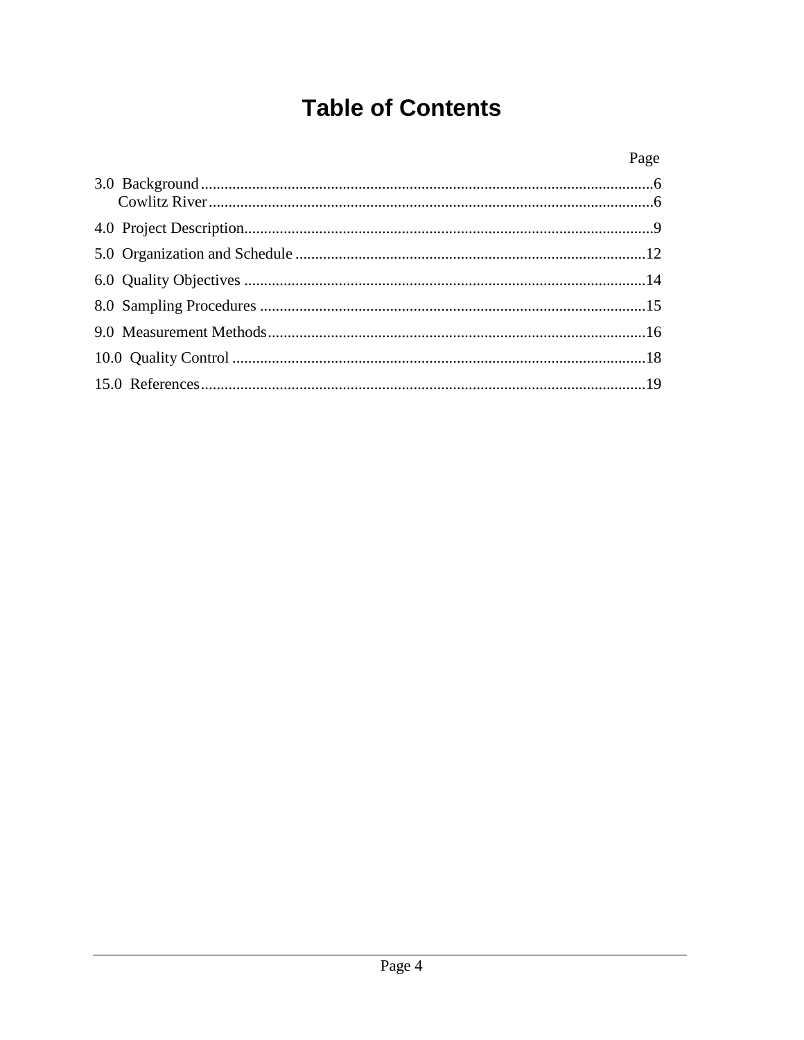# Table of Contents

| | Page |
|---|---|
| 3.0 Background | 6 |
| Cowlitz River | 6 |
| 4.0 Project Description | 9 |
| 5.0 Organization and Schedule | 12 |
| 6.0 Quality Objectives | 14 |
| 8.0 Sampling Procedures | 15 |
| 9.0 Measurement Methods | 16 |
| 10.0 Quality Control | 18 |
| 15.0 References | 19 |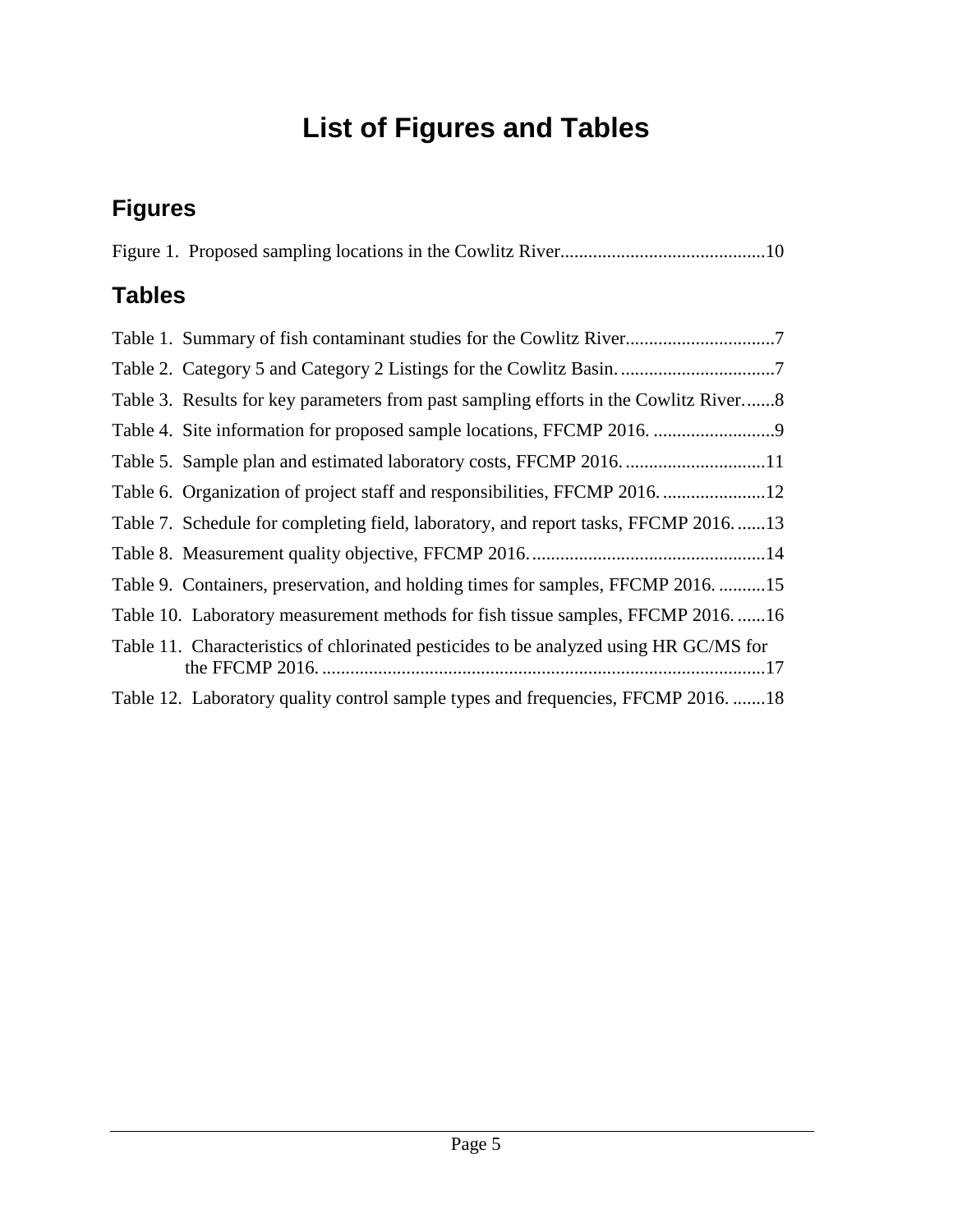# List of Figures and Tables

## Figures

Figure 1. Proposed sampling locations in the Cowlitz River............................................10

## Tables

Table 1. Summary of fish contaminant studies for the Cowlitz River................................7

Table 2. Category 5 and Category 2 Listings for the Cowlitz Basin..................................7

Table 3. Results for key parameters from past sampling efforts in the Cowlitz River.......8

Table 4. Site information for proposed sample locations, FFCMP 2016. ..........................9

Table 5. Sample plan and estimated laboratory costs, FFCMP 2016. ..............................11

Table 6. Organization of project staff and responsibilities, FFCMP 2016. ......................12

Table 7. Schedule for completing field, laboratory, and report tasks, FFCMP 2016. ......13

Table 8. Measurement quality objective, FFCMP 2016...................................................14

Table 9. Containers, preservation, and holding times for samples, FFCMP 2016. ..........15

Table 10. Laboratory measurement methods for fish tissue samples, FFCMP 2016. ......16

Table 11. Characteristics of chlorinated pesticides to be analyzed using HR GC/MS for the FFCMP 2016. ...............................................................................................17

Table 12. Laboratory quality control sample types and frequencies, FFCMP 2016. .......18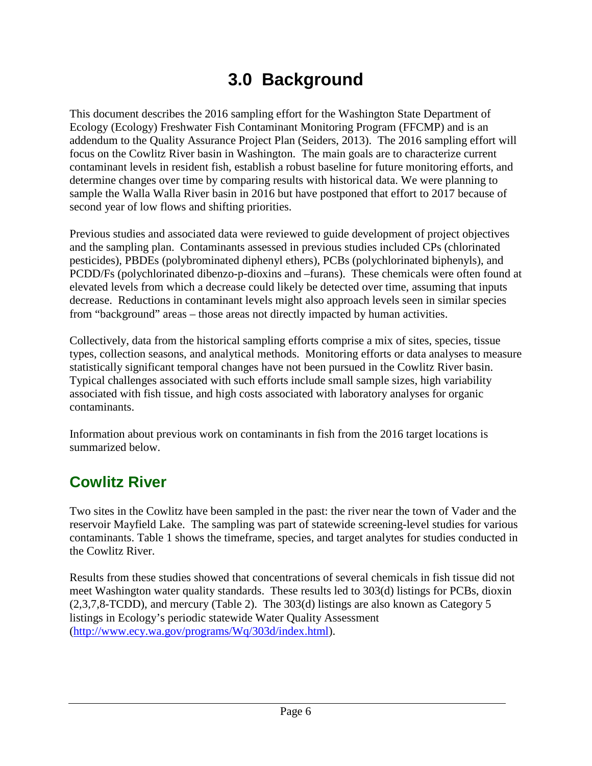# 3.0 Background

This document describes the 2016 sampling effort for the Washington State Department of Ecology (Ecology) Freshwater Fish Contaminant Monitoring Program (FFCMP) and is an addendum to the Quality Assurance Project Plan (Seiders, 2013). The 2016 sampling effort will focus on the Cowlitz River basin in Washington. The main goals are to characterize current contaminant levels in resident fish, establish a robust baseline for future monitoring efforts, and determine changes over time by comparing results with historical data. We were planning to sample the Walla Walla River basin in 2016 but have postponed that effort to 2017 because of second year of low flows and shifting priorities.

Previous studies and associated data were reviewed to guide development of project objectives and the sampling plan. Contaminants assessed in previous studies included CPs (chlorinated pesticides), PBDEs (polybrominated diphenyl ethers), PCBs (polychlorinated biphenyls), and PCDD/Fs (polychlorinated dibenzo-p-dioxins and –furans). These chemicals were often found at elevated levels from which a decrease could likely be detected over time, assuming that inputs decrease. Reductions in contaminant levels might also approach levels seen in similar species from "background" areas – those areas not directly impacted by human activities.

Collectively, data from the historical sampling efforts comprise a mix of sites, species, tissue types, collection seasons, and analytical methods. Monitoring efforts or data analyses to measure statistically significant temporal changes have not been pursued in the Cowlitz River basin. Typical challenges associated with such efforts include small sample sizes, high variability associated with fish tissue, and high costs associated with laboratory analyses for organic contaminants.

Information about previous work on contaminants in fish from the 2016 target locations is summarized below.

## Cowlitz River

Two sites in the Cowlitz have been sampled in the past: the river near the town of Vader and the reservoir Mayfield Lake. The sampling was part of statewide screening-level studies for various contaminants. Table 1 shows the timeframe, species, and target analytes for studies conducted in the Cowlitz River.

Results from these studies showed that concentrations of several chemicals in fish tissue did not meet Washington water quality standards. These results led to 303(d) listings for PCBs, dioxin (2,3,7,8-TCDD), and mercury (Table 2). The 303(d) listings are also known as Category 5 listings in Ecology's periodic statewide Water Quality Assessment (http://www.ecy.wa.gov/programs/Wq/303d/index.html).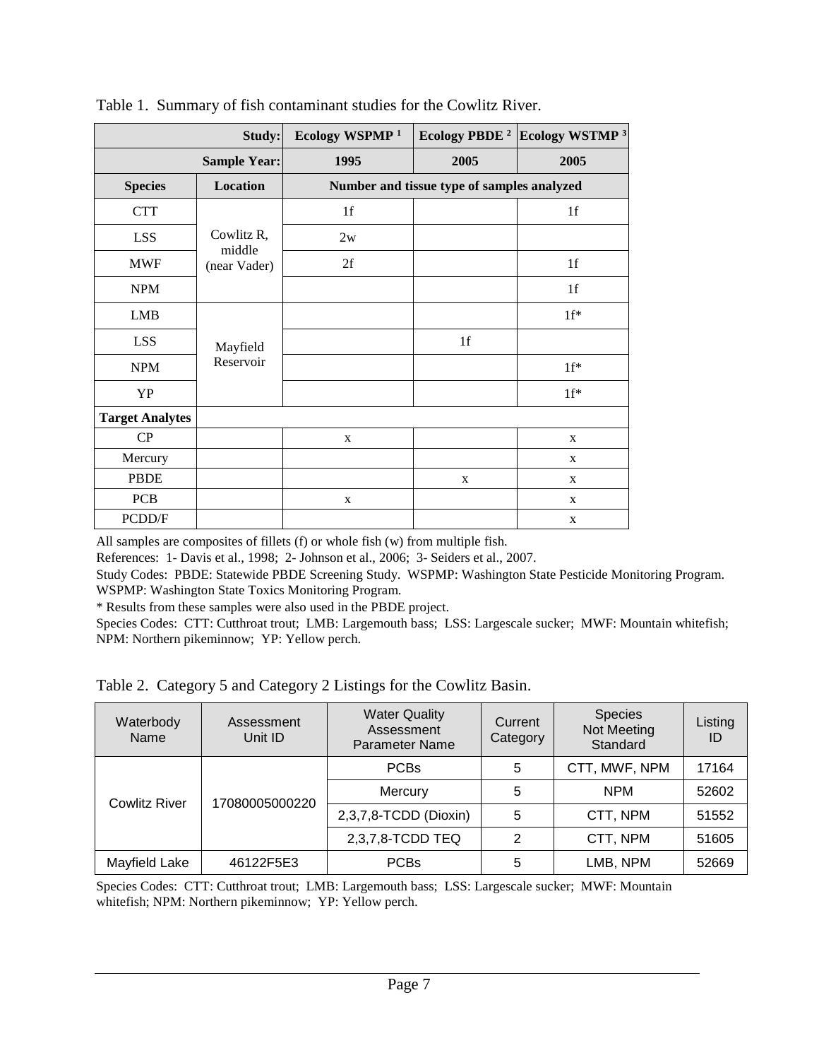Table 1. Summary of fish contaminant studies for the Cowlitz River.

| | Study: | Ecology WSPMP [1] | Ecology PBDE [2] | Ecology WSTMP [3] |
|---|---|---|---|---|
| | Sample Year: | 1995 | 2005 | 2005 |
| Species | Location | Number and tissue type of samples analyzed | | |
| CTT | Cowlitz R, middle (near Vader) | 1f | | 1f |
| LSS | | 2w | | |
| MWF | | 2f | | 1f |
| NPM | | | | 1f |
| LMB | Mayfield Reservoir | | | 1f* |
| LSS | | | 1f | |
| NPM | | | | 1f* |
| YP | | | | 1f* |
| **Target Analytes** | | | | |
| CP | | x | | x |
| Mercury | | | | x |
| PBDE | | | x | x |
| PCB | | x | | x |
| PCDD/F | | | | x |

All samples are composites of fillets (f) or whole fish (w) from multiple fish.

References: 1- Davis et al., 1998; 2- Johnson et al., 2006; 3- Seiders et al., 2007.

Study Codes: PBDE: Statewide PBDE Screening Study. WSPMP: Washington State Pesticide Monitoring Program. WSPMP: Washington State Toxics Monitoring Program.

* Results from these samples were also used in the PBDE project.

Species Codes: CTT: Cutthroat trout; LMB: Largemouth bass; LSS: Largescale sucker; MWF: Mountain whitefish; NPM: Northern pikeminnow; YP: Yellow perch.

Table 2. Category 5 and Category 2 Listings for the Cowlitz Basin.

| Waterbody Name | Assessment Unit ID | Water Quality Assessment Parameter Name | Current Category | Species Not Meeting Standard | Listing ID |
|---|---|---|---|---|---|
| Cowlitz River | 17080005000220 | PCBs | 5 | CTT, MWF, NPM | 17164 |
| | | Mercury | 5 | NPM | 52602 |
| | | 2,3,7,8-TCDD (Dioxin) | 5 | CTT, NPM | 51552 |
| | | 2,3,7,8-TCDD TEQ | 2 | CTT, NPM | 51605 |
| Mayfield Lake | 46122F5E3 | PCBs | 5 | LMB, NPM | 52669 |

Species Codes: CTT: Cutthroat trout; LMB: Largemouth bass; LSS: Largescale sucker; MWF: Mountain whitefish; NPM: Northern pikeminnow; YP: Yellow perch.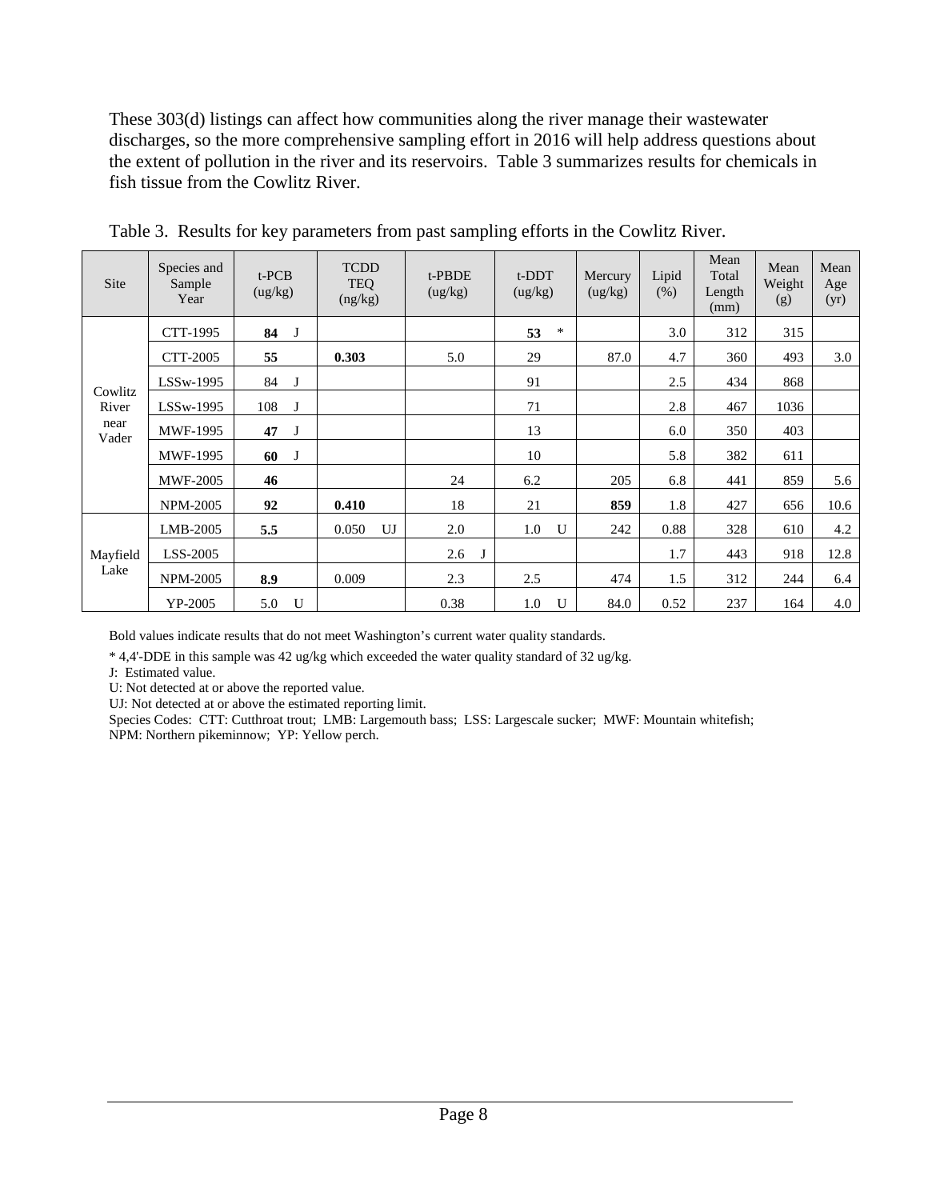These 303(d) listings can affect how communities along the river manage their wastewater discharges, so the more comprehensive sampling effort in 2016 will help address questions about the extent of pollution in the river and its reservoirs. Table 3 summarizes results for chemicals in fish tissue from the Cowlitz River.

Table 3. Results for key parameters from past sampling efforts in the Cowlitz River.

| Site | Species and Sample Year | t-PCB (ug/kg) | TCDD TEQ (ng/kg) | t-PBDE (ug/kg) | t-DDT (ug/kg) | Mercury (ug/kg) | Lipid (%) | Mean Total Length (mm) | Mean Weight (g) | Mean Age (yr) |
|---|---|---|---|---|---|---|---|---|---|---|
| Cowlitz River near Vader | CTT-1995 | **84** J | | | **53** * | | 3.0 | 312 | 315 | |
| | CTT-2005 | **55** | **0.303** | 5.0 | 29 | 87.0 | 4.7 | 360 | 493 | 3.0 |
| | LSSw-1995 | 84 J | | | 91 | | 2.5 | 434 | 868 | |
| | LSSw-1995 | 108 J | | | 71 | | 2.8 | 467 | 1036 | |
| | MWF-1995 | **47** J | | | 13 | | 6.0 | 350 | 403 | |
| | MWF-1995 | **60** J | | | 10 | | 5.8 | 382 | 611 | |
| | MWF-2005 | **46** | | 24 | 6.2 | 205 | 6.8 | 441 | 859 | 5.6 |
| | NPM-2005 | **92** | **0.410** | 18 | 21 | **859** | 1.8 | 427 | 656 | 10.6 |
| Mayfield Lake | LMB-2005 | **5.5** | 0.050 UJ | 2.0 | 1.0 U | 242 | 0.88 | 328 | 610 | 4.2 |
| | LSS-2005 | | | 2.6 J | | | 1.7 | 443 | 918 | 12.8 |
| | NPM-2005 | **8.9** | 0.009 | 2.3 | 2.5 | 474 | 1.5 | 312 | 244 | 6.4 |
| | YP-2005 | 5.0 U | | 0.38 | 1.0 U | 84.0 | 0.52 | 237 | 164 | 4.0 |

Bold values indicate results that do not meet Washington's current water quality standards.

* 4,4'-DDE in this sample was 42 ug/kg which exceeded the water quality standard of 32 ug/kg.

J: Estimated value.
U: Not detected at or above the reported value.
UJ: Not detected at or above the estimated reporting limit.
Species Codes: CTT: Cutthroat trout; LMB: Largemouth bass; LSS: Largescale sucker; MWF: Mountain whitefish; NPM: Northern pikeminnow; YP: Yellow perch.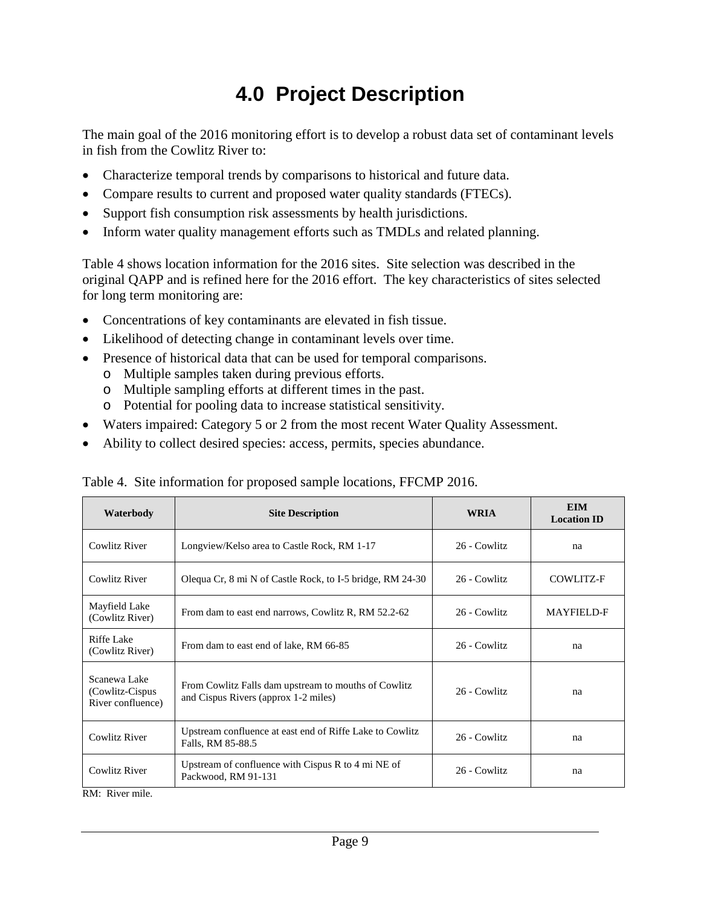# 4.0 Project Description

The main goal of the 2016 monitoring effort is to develop a robust data set of contaminant levels in fish from the Cowlitz River to:

- Characterize temporal trends by comparisons to historical and future data.
- Compare results to current and proposed water quality standards (FTECs).
- Support fish consumption risk assessments by health jurisdictions.
- Inform water quality management efforts such as TMDLs and related planning.

Table 4 shows location information for the 2016 sites. Site selection was described in the original QAPP and is refined here for the 2016 effort. The key characteristics of sites selected for long term monitoring are:

- Concentrations of key contaminants are elevated in fish tissue.
- Likelihood of detecting change in contaminant levels over time.
- Presence of historical data that can be used for temporal comparisons.
  - Multiple samples taken during previous efforts.
  - Multiple sampling efforts at different times in the past.
  - Potential for pooling data to increase statistical sensitivity.
- Waters impaired: Category 5 or 2 from the most recent Water Quality Assessment.
- Ability to collect desired species: access, permits, species abundance.

Table 4. Site information for proposed sample locations, FFCMP 2016.

| Waterbody | Site Description | WRIA | EIM Location ID |
|---|---|---|---|
| Cowlitz River | Longview/Kelso area to Castle Rock, RM 1-17 | 26 - Cowlitz | na |
| Cowlitz River | Olequa Cr, 8 mi N of Castle Rock, to I-5 bridge, RM 24-30 | 26 - Cowlitz | COWLITZ-F |
| Mayfield Lake (Cowlitz River) | From dam to east end narrows, Cowlitz R, RM 52.2-62 | 26 - Cowlitz | MAYFIELD-F |
| Riffe Lake (Cowlitz River) | From dam to east end of lake, RM 66-85 | 26 - Cowlitz | na |
| Scanewa Lake (Cowlitz-Cispus River confluence) | From Cowlitz Falls dam upstream to mouths of Cowlitz and Cispus Rivers (approx 1-2 miles) | 26 - Cowlitz | na |
| Cowlitz River | Upstream confluence at east end of Riffe Lake to Cowlitz Falls, RM 85-88.5 | 26 - Cowlitz | na |
| Cowlitz River | Upstream of confluence with Cispus R to 4 mi NE of Packwood, RM 91-131 | 26 - Cowlitz | na |

RM: River mile.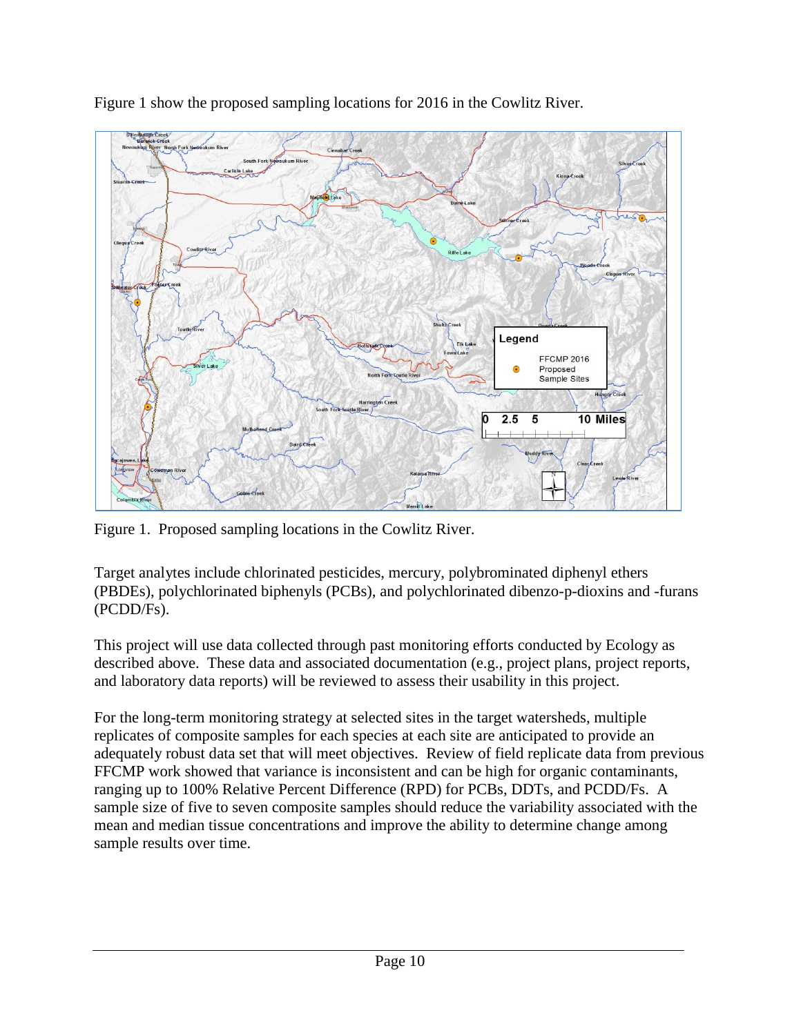Figure 1 show the proposed sampling locations for 2016 in the Cowlitz River.

Figure 1. Proposed sampling locations in the Cowlitz River.

Target analytes include chlorinated pesticides, mercury, polybrominated diphenyl ethers (PBDEs), polychlorinated biphenyls (PCBs), and polychlorinated dibenzo-p-dioxins and -furans (PCDD/Fs).

This project will use data collected through past monitoring efforts conducted by Ecology as described above. These data and associated documentation (e.g., project plans, project reports, and laboratory data reports) will be reviewed to assess their usability in this project.

For the long-term monitoring strategy at selected sites in the target watersheds, multiple replicates of composite samples for each species at each site are anticipated to provide an adequately robust data set that will meet objectives. Review of field replicate data from previous FFCMP work showed that variance is inconsistent and can be high for organic contaminants, ranging up to 100% Relative Percent Difference (RPD) for PCBs, DDTs, and PCDD/Fs. A sample size of five to seven composite samples should reduce the variability associated with the mean and median tissue concentrations and improve the ability to determine change among sample results over time.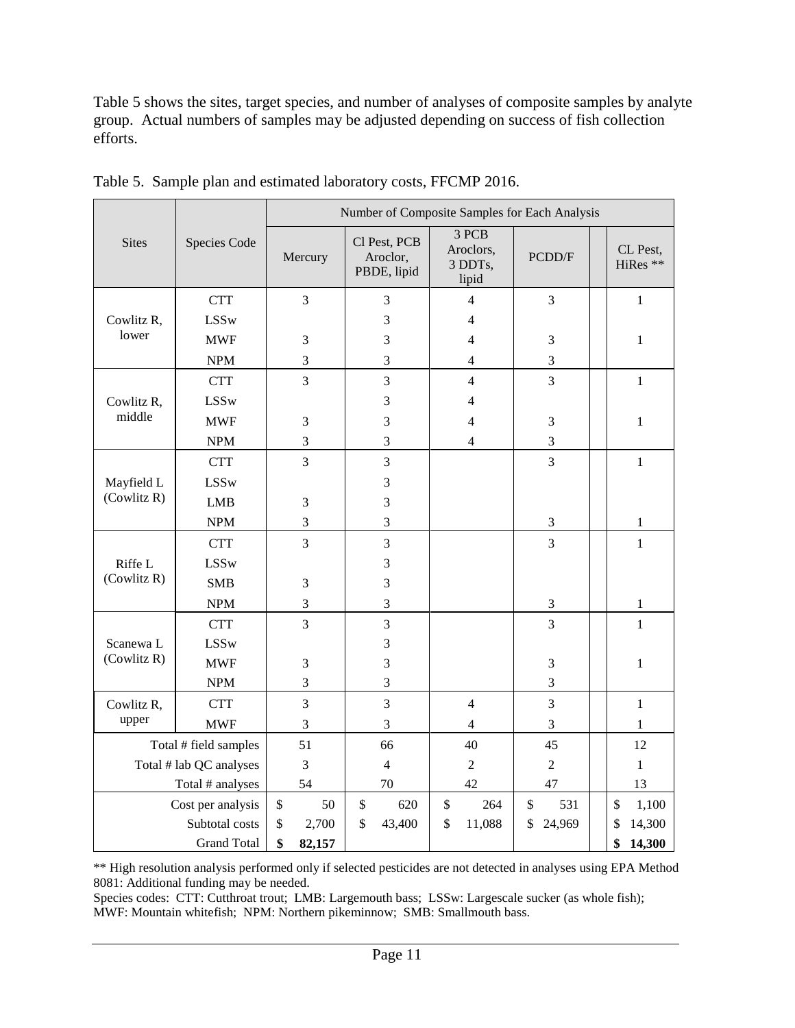Table 5 shows the sites, target species, and number of analyses of composite samples by analyte group. Actual numbers of samples may be adjusted depending on success of fish collection efforts.

Table 5. Sample plan and estimated laboratory costs, FFCMP 2016.

| Sites | Species Code | Number of Composite Samples for Each Analysis | | | | |
|---|---|---|---|---|---|---|
| | | Mercury | Cl Pest, PCB Aroclor, PBDE, lipid | 3 PCB Aroclors, 3 DDTs, lipid | PCDD/F | CL Pest, HiRes ** |
| Cowlitz R, lower | CTT | 3 | 3 | 4 | 3 | 1 |
| | LSSw | | 3 | 4 | | |
| | MWF | 3 | 3 | 4 | 3 | 1 |
| | NPM | 3 | 3 | 4 | 3 | |
| Cowlitz R, middle | CTT | 3 | 3 | 4 | 3 | 1 |
| | LSSw | | 3 | 4 | | |
| | MWF | 3 | 3 | 4 | 3 | 1 |
| | NPM | 3 | 3 | 4 | 3 | |
| Mayfield L (Cowlitz R) | CTT | 3 | 3 | | 3 | 1 |
| | LSSw | | 3 | | | |
| | LMB | 3 | 3 | | | |
| | NPM | 3 | 3 | | 3 | 1 |
| Riffe L (Cowlitz R) | CTT | 3 | 3 | | 3 | 1 |
| | LSSw | | 3 | | | |
| | SMB | 3 | 3 | | | |
| | NPM | 3 | 3 | | 3 | 1 |
| Scanewa L (Cowlitz R) | CTT | 3 | 3 | | 3 | 1 |
| | LSSw | | 3 | | | |
| | MWF | 3 | 3 | | 3 | 1 |
| | NPM | 3 | 3 | | 3 | |
| Cowlitz R, upper | CTT | 3 | 3 | 4 | 3 | 1 |
| | MWF | 3 | 3 | 4 | 3 | 1 |
| | Total # field samples | 51 | 66 | 40 | 45 | 12 |
| | Total # lab QC analyses | 3 | 4 | 2 | 2 | 1 |
| | Total # analyses | 54 | 70 | 42 | 47 | 13 |
| | Cost per analysis | $ 50 | $ 620 | $ 264 | $ 531 | $ 1,100 |
| | Subtotal costs | $ 2,700 | $ 43,400 | $ 11,088 | $ 24,969 | $ 14,300 |
| | Grand Total | **$ 82,157** | | | | **$ 14,300** |

** High resolution analysis performed only if selected pesticides are not detected in analyses using EPA Method 8081: Additional funding may be needed.

Species codes: CTT: Cutthroat trout; LMB: Largemouth bass; LSSw: Largescale sucker (as whole fish); MWF: Mountain whitefish; NPM: Northern pikeminnow; SMB: Smallmouth bass.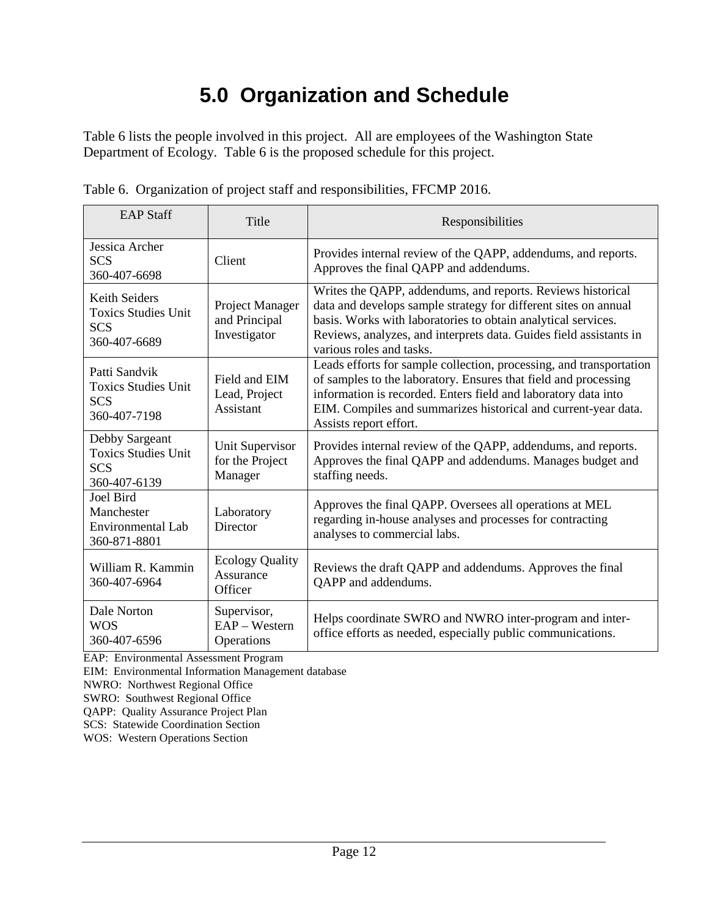# 5.0 Organization and Schedule

Table 6 lists the people involved in this project. All are employees of the Washington State Department of Ecology. Table 6 is the proposed schedule for this project.

Table 6. Organization of project staff and responsibilities, FFCMP 2016.

| EAP Staff | Title | Responsibilities |
|---|---|---|
| Jessica Archer<br>SCS<br>360-407-6698 | Client | Provides internal review of the QAPP, addendums, and reports. Approves the final QAPP and addendums. |
| Keith Seiders<br>Toxics Studies Unit<br>SCS<br>360-407-6689 | Project Manager and Principal Investigator | Writes the QAPP, addendums, and reports. Reviews historical data and develops sample strategy for different sites on annual basis. Works with laboratories to obtain analytical services. Reviews, analyzes, and interprets data. Guides field assistants in various roles and tasks. |
| Patti Sandvik<br>Toxics Studies Unit<br>SCS<br>360-407-7198 | Field and EIM Lead, Project Assistant | Leads efforts for sample collection, processing, and transportation of samples to the laboratory. Ensures that field and processing information is recorded. Enters field and laboratory data into EIM. Compiles and summarizes historical and current-year data. Assists report effort. |
| Debby Sargeant<br>Toxics Studies Unit<br>SCS<br>360-407-6139 | Unit Supervisor for the Project Manager | Provides internal review of the QAPP, addendums, and reports. Approves the final QAPP and addendums. Manages budget and staffing needs. |
| Joel Bird<br>Manchester Environmental Lab<br>360-871-8801 | Laboratory Director | Approves the final QAPP. Oversees all operations at MEL regarding in-house analyses and processes for contracting analyses to commercial labs. |
| William R. Kammin<br>360-407-6964 | Ecology Quality Assurance Officer | Reviews the draft QAPP and addendums. Approves the final QAPP and addendums. |
| Dale Norton<br>WOS<br>360-407-6596 | Supervisor, EAP – Western Operations | Helps coordinate SWRO and NWRO inter-program and inter-office efforts as needed, especially public communications. |

EAP: Environmental Assessment Program
EIM: Environmental Information Management database
NWRO: Northwest Regional Office
SWRO: Southwest Regional Office
QAPP: Quality Assurance Project Plan
SCS: Statewide Coordination Section
WOS: Western Operations Section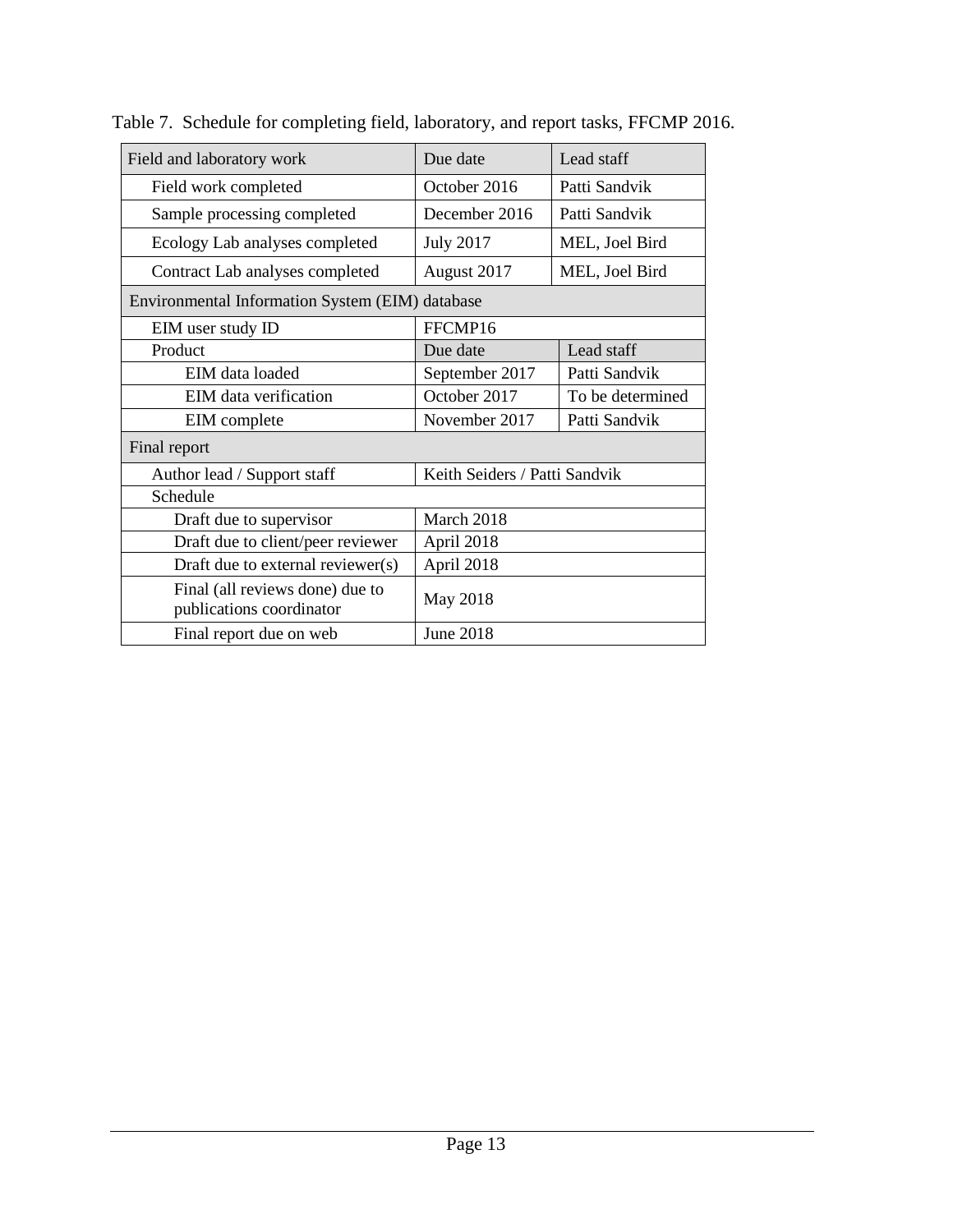Table 7. Schedule for completing field, laboratory, and report tasks, FFCMP 2016.

| Field and laboratory work | Due date | Lead staff |
|---|---|---|
| Field work completed | October 2016 | Patti Sandvik |
| Sample processing completed | December 2016 | Patti Sandvik |
| Ecology Lab analyses completed | July 2017 | MEL, Joel Bird |
| Contract Lab analyses completed | August 2017 | MEL, Joel Bird |
| **Environmental Information System (EIM) database** | | |
| EIM user study ID | FFCMP16 | |
| Product | Due date | Lead staff |
| EIM data loaded | September 2017 | Patti Sandvik |
| EIM data verification | October 2017 | To be determined |
| EIM complete | November 2017 | Patti Sandvik |
| **Final report** | | |
| Author lead / Support staff | Keith Seiders / Patti Sandvik | |
| Schedule | | |
| Draft due to supervisor | March 2018 | |
| Draft due to client/peer reviewer | April 2018 | |
| Draft due to external reviewer(s) | April 2018 | |
| Final (all reviews done) due to publications coordinator | May 2018 | |
| Final report due on web | June 2018 | |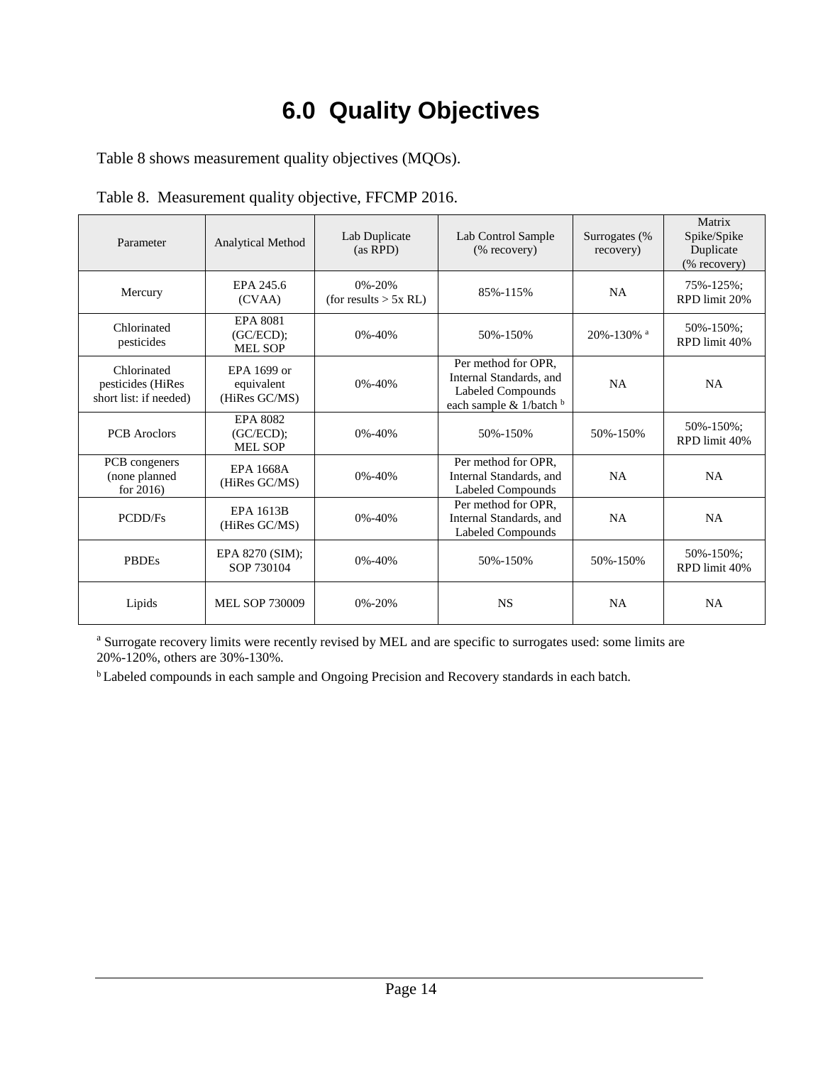# 6.0 Quality Objectives

Table 8 shows measurement quality objectives (MQOs).

Table 8. Measurement quality objective, FFCMP 2016.

| Parameter | Analytical Method | Lab Duplicate (as RPD) | Lab Control Sample (% recovery) | Surrogates (% recovery) | Matrix Spike/Spike Duplicate (% recovery) |
|---|---|---|---|---|---|
| Mercury | EPA 245.6 (CVAA) | 0%-20% (for results > 5x RL) | 85%-115% | NA | 75%-125%; RPD limit 20% |
| Chlorinated pesticides | EPA 8081 (GC/ECD); MEL SOP | 0%-40% | 50%-150% | 20%-130% [a] | 50%-150%; RPD limit 40% |
| Chlorinated pesticides (HiRes short list: if needed) | EPA 1699 or equivalent (HiRes GC/MS) | 0%-40% | Per method for OPR, Internal Standards, and Labeled Compounds each sample & 1/batch [b] | NA | NA |
| PCB Aroclors | EPA 8082 (GC/ECD); MEL SOP | 0%-40% | 50%-150% | 50%-150% | 50%-150%; RPD limit 40% |
| PCB congeners (none planned for 2016) | EPA 1668A (HiRes GC/MS) | 0%-40% | Per method for OPR, Internal Standards, and Labeled Compounds | NA | NA |
| PCDD/Fs | EPA 1613B (HiRes GC/MS) | 0%-40% | Per method for OPR, Internal Standards, and Labeled Compounds | NA | NA |
| PBDEs | EPA 8270 (SIM); SOP 730104 | 0%-40% | 50%-150% | 50%-150% | 50%-150%; RPD limit 40% |
| Lipids | MEL SOP 730009 | 0%-20% | NS | NA | NA |

[a] Surrogate recovery limits were recently revised by MEL and are specific to surrogates used: some limits are 20%-120%, others are 30%-130%.

[b] Labeled compounds in each sample and Ongoing Precision and Recovery standards in each batch.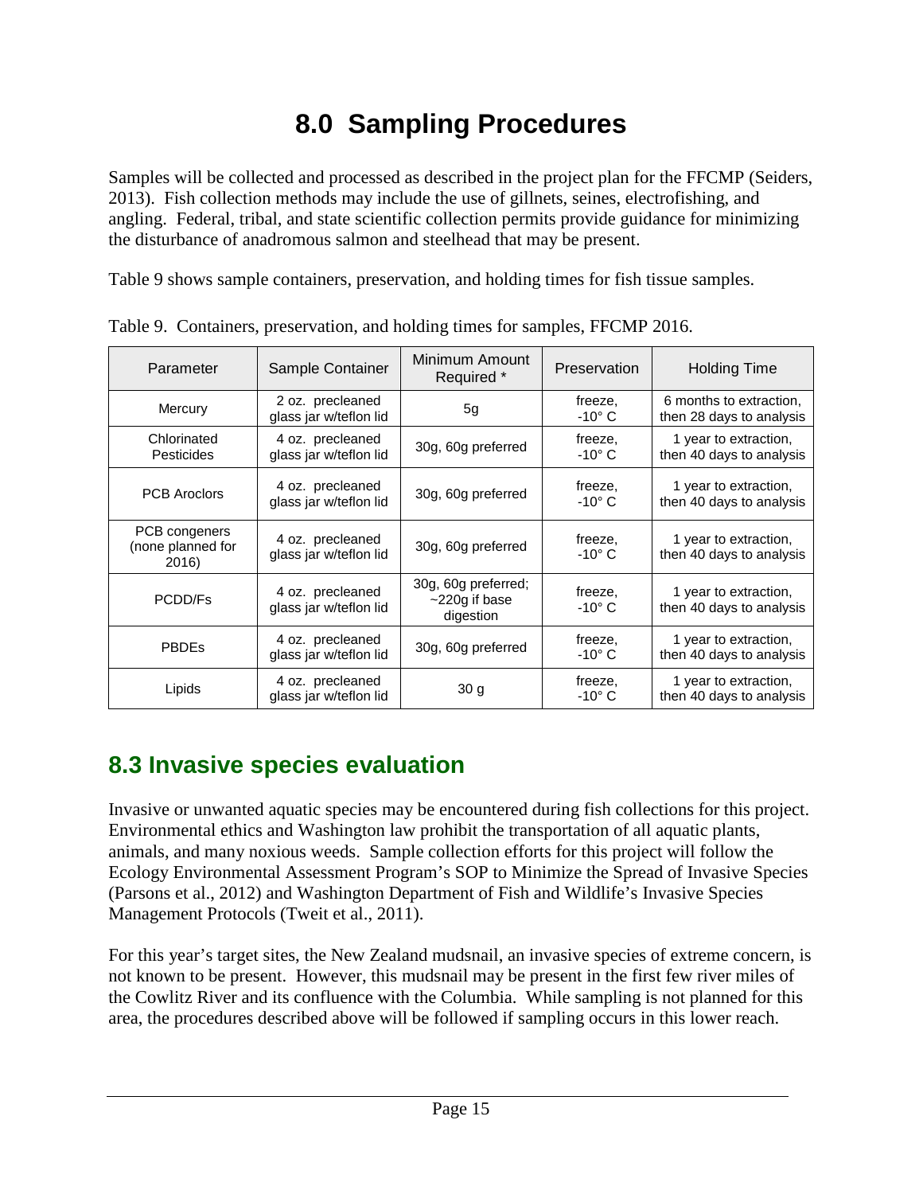# 8.0 Sampling Procedures

Samples will be collected and processed as described in the project plan for the FFCMP (Seiders, 2013). Fish collection methods may include the use of gillnets, seines, electrofishing, and angling. Federal, tribal, and state scientific collection permits provide guidance for minimizing the disturbance of anadromous salmon and steelhead that may be present.

Table 9 shows sample containers, preservation, and holding times for fish tissue samples.

Table 9. Containers, preservation, and holding times for samples, FFCMP 2016.

| Parameter | Sample Container | Minimum Amount Required * | Preservation | Holding Time |
|---|---|---|---|---|
| Mercury | 2 oz. precleaned glass jar w/teflon lid | 5g | freeze, -10° C | 6 months to extraction, then 28 days to analysis |
| Chlorinated Pesticides | 4 oz. precleaned glass jar w/teflon lid | 30g, 60g preferred | freeze, -10° C | 1 year to extraction, then 40 days to analysis |
| PCB Aroclors | 4 oz. precleaned glass jar w/teflon lid | 30g, 60g preferred | freeze, -10° C | 1 year to extraction, then 40 days to analysis |
| PCB congeners (none planned for 2016) | 4 oz. precleaned glass jar w/teflon lid | 30g, 60g preferred | freeze, -10° C | 1 year to extraction, then 40 days to analysis |
| PCDD/Fs | 4 oz. precleaned glass jar w/teflon lid | 30g, 60g preferred; ~220g if base digestion | freeze, -10° C | 1 year to extraction, then 40 days to analysis |
| PBDEs | 4 oz. precleaned glass jar w/teflon lid | 30g, 60g preferred | freeze, -10° C | 1 year to extraction, then 40 days to analysis |
| Lipids | 4 oz. precleaned glass jar w/teflon lid | 30 g | freeze, -10° C | 1 year to extraction, then 40 days to analysis |

## 8.3 Invasive species evaluation

Invasive or unwanted aquatic species may be encountered during fish collections for this project. Environmental ethics and Washington law prohibit the transportation of all aquatic plants, animals, and many noxious weeds. Sample collection efforts for this project will follow the Ecology Environmental Assessment Program's SOP to Minimize the Spread of Invasive Species (Parsons et al., 2012) and Washington Department of Fish and Wildlife's Invasive Species Management Protocols (Tweit et al., 2011).

For this year's target sites, the New Zealand mudsnail, an invasive species of extreme concern, is not known to be present. However, this mudsnail may be present in the first few river miles of the Cowlitz River and its confluence with the Columbia. While sampling is not planned for this area, the procedures described above will be followed if sampling occurs in this lower reach.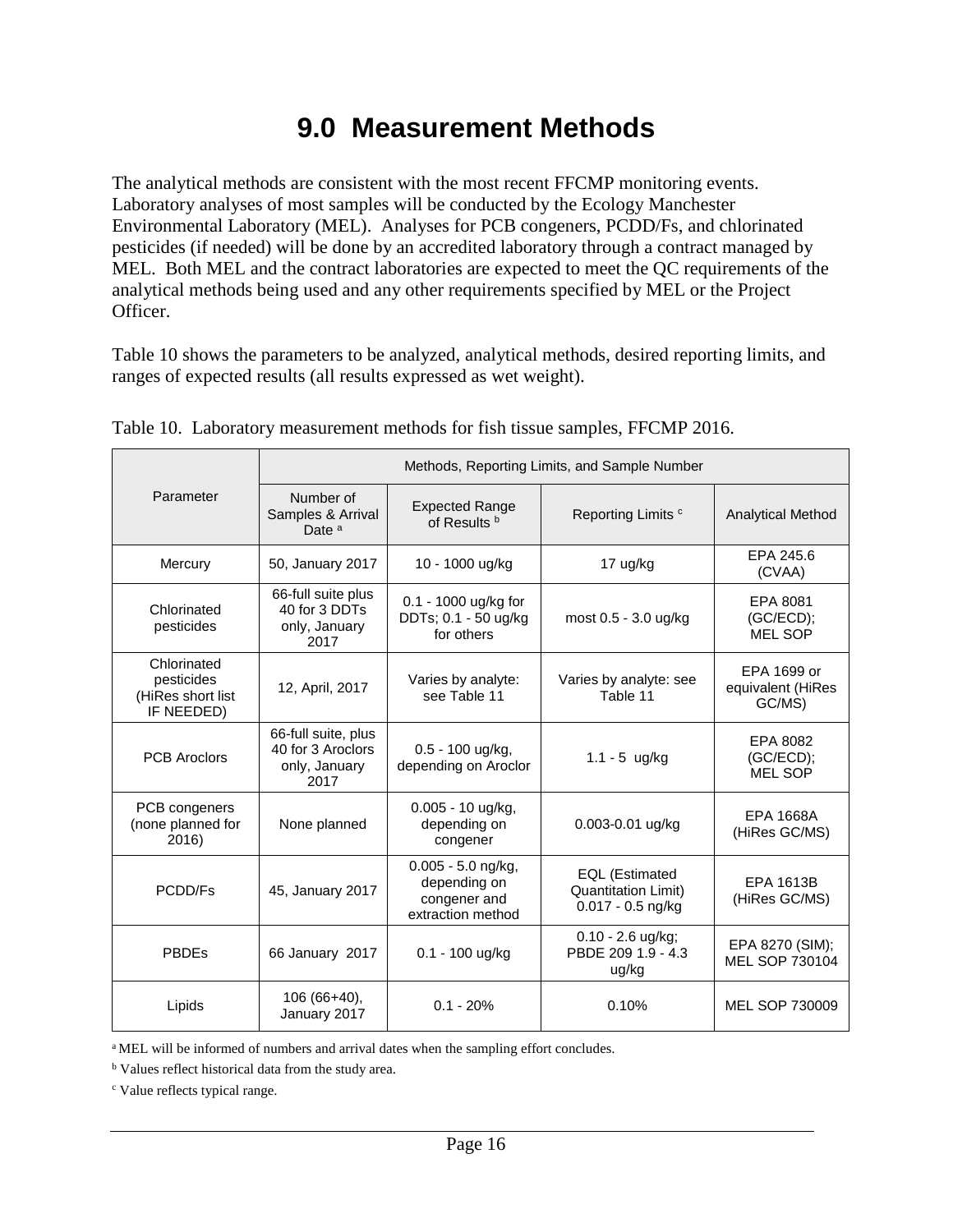# 9.0 Measurement Methods

The analytical methods are consistent with the most recent FFCMP monitoring events. Laboratory analyses of most samples will be conducted by the Ecology Manchester Environmental Laboratory (MEL). Analyses for PCB congeners, PCDD/Fs, and chlorinated pesticides (if needed) will be done by an accredited laboratory through a contract managed by MEL. Both MEL and the contract laboratories are expected to meet the QC requirements of the analytical methods being used and any other requirements specified by MEL or the Project Officer.

Table 10 shows the parameters to be analyzed, analytical methods, desired reporting limits, and ranges of expected results (all results expressed as wet weight).

Table 10. Laboratory measurement methods for fish tissue samples, FFCMP 2016.

| Parameter | Methods, Reporting Limits, and Sample Number | | | |
|---|---|---|---|---|
| | Number of Samples & Arrival Date [a] | Expected Range of Results [b] | Reporting Limits [c] | Analytical Method |
| Mercury | 50, January 2017 | 10 - 1000 ug/kg | 17 ug/kg | EPA 245.6 (CVAA) |
| Chlorinated pesticides | 66-full suite plus 40 for 3 DDTs only, January 2017 | 0.1 - 1000 ug/kg for DDTs; 0.1 - 50 ug/kg for others | most 0.5 - 3.0 ug/kg | EPA 8081 (GC/ECD); MEL SOP |
| Chlorinated pesticides (HiRes short list IF NEEDED) | 12, April, 2017 | Varies by analyte: see Table 11 | Varies by analyte: see Table 11 | EPA 1699 or equivalent (HiRes GC/MS) |
| PCB Aroclors | 66-full suite, plus 40 for 3 Aroclors only, January 2017 | 0.5 - 100 ug/kg, depending on Aroclor | 1.1 - 5 ug/kg | EPA 8082 (GC/ECD); MEL SOP |
| PCB congeners (none planned for 2016) | None planned | 0.005 - 10 ug/kg, depending on congener | 0.003-0.01 ug/kg | EPA 1668A (HiRes GC/MS) |
| PCDD/Fs | 45, January 2017 | 0.005 - 5.0 ng/kg, depending on congener and extraction method | EQL (Estimated Quantitation Limit) 0.017 - 0.5 ng/kg | EPA 1613B (HiRes GC/MS) |
| PBDEs | 66 January 2017 | 0.1 - 100 ug/kg | 0.10 - 2.6 ug/kg; PBDE 209 1.9 - 4.3 ug/kg | EPA 8270 (SIM); MEL SOP 730104 |
| Lipids | 106 (66+40), January 2017 | 0.1 - 20% | 0.10% | MEL SOP 730009 |

[a] MEL will be informed of numbers and arrival dates when the sampling effort concludes.

[b] Values reflect historical data from the study area.

[c] Value reflects typical range.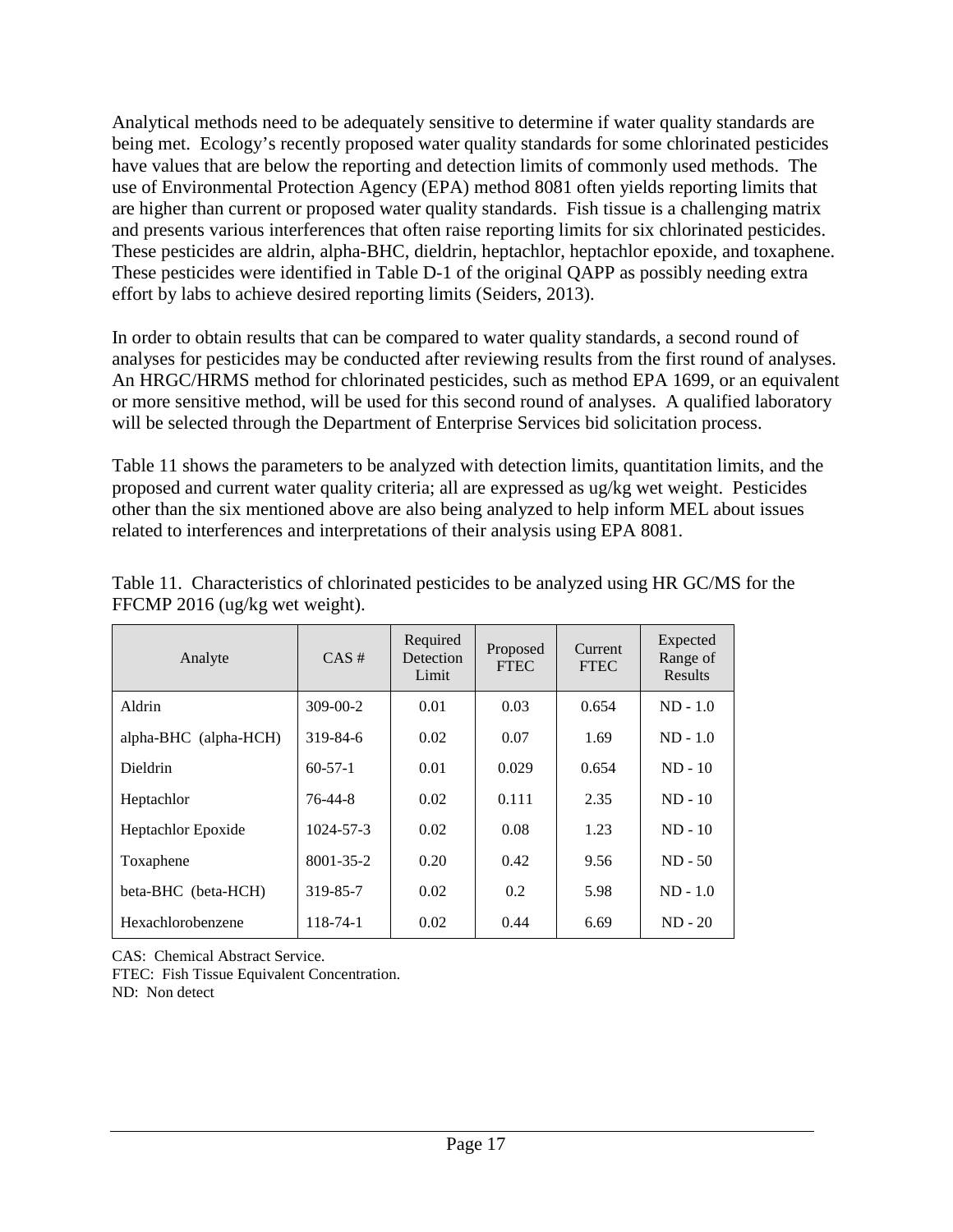Analytical methods need to be adequately sensitive to determine if water quality standards are being met. Ecology's recently proposed water quality standards for some chlorinated pesticides have values that are below the reporting and detection limits of commonly used methods. The use of Environmental Protection Agency (EPA) method 8081 often yields reporting limits that are higher than current or proposed water quality standards. Fish tissue is a challenging matrix and presents various interferences that often raise reporting limits for six chlorinated pesticides. These pesticides are aldrin, alpha-BHC, dieldrin, heptachlor, heptachlor epoxide, and toxaphene. These pesticides were identified in Table D-1 of the original QAPP as possibly needing extra effort by labs to achieve desired reporting limits (Seiders, 2013).

In order to obtain results that can be compared to water quality standards, a second round of analyses for pesticides may be conducted after reviewing results from the first round of analyses. An HRGC/HRMS method for chlorinated pesticides, such as method EPA 1699, or an equivalent or more sensitive method, will be used for this second round of analyses. A qualified laboratory will be selected through the Department of Enterprise Services bid solicitation process.

Table 11 shows the parameters to be analyzed with detection limits, quantitation limits, and the proposed and current water quality criteria; all are expressed as ug/kg wet weight. Pesticides other than the six mentioned above are also being analyzed to help inform MEL about issues related to interferences and interpretations of their analysis using EPA 8081.

Table 11. Characteristics of chlorinated pesticides to be analyzed using HR GC/MS for the FFCMP 2016 (ug/kg wet weight).

| Analyte | CAS # | Required Detection Limit | Proposed FTEC | Current FTEC | Expected Range of Results |
|---|---|---|---|---|---|
| Aldrin | 309-00-2 | 0.01 | 0.03 | 0.654 | ND - 1.0 |
| alpha-BHC (alpha-HCH) | 319-84-6 | 0.02 | 0.07 | 1.69 | ND - 1.0 |
| Dieldrin | 60-57-1 | 0.01 | 0.029 | 0.654 | ND - 10 |
| Heptachlor | 76-44-8 | 0.02 | 0.111 | 2.35 | ND - 10 |
| Heptachlor Epoxide | 1024-57-3 | 0.02 | 0.08 | 1.23 | ND - 10 |
| Toxaphene | 8001-35-2 | 0.20 | 0.42 | 9.56 | ND - 50 |
| beta-BHC (beta-HCH) | 319-85-7 | 0.02 | 0.2 | 5.98 | ND - 1.0 |
| Hexachlorobenzene | 118-74-1 | 0.02 | 0.44 | 6.69 | ND - 20 |

CAS: Chemical Abstract Service.
FTEC: Fish Tissue Equivalent Concentration.
ND: Non detect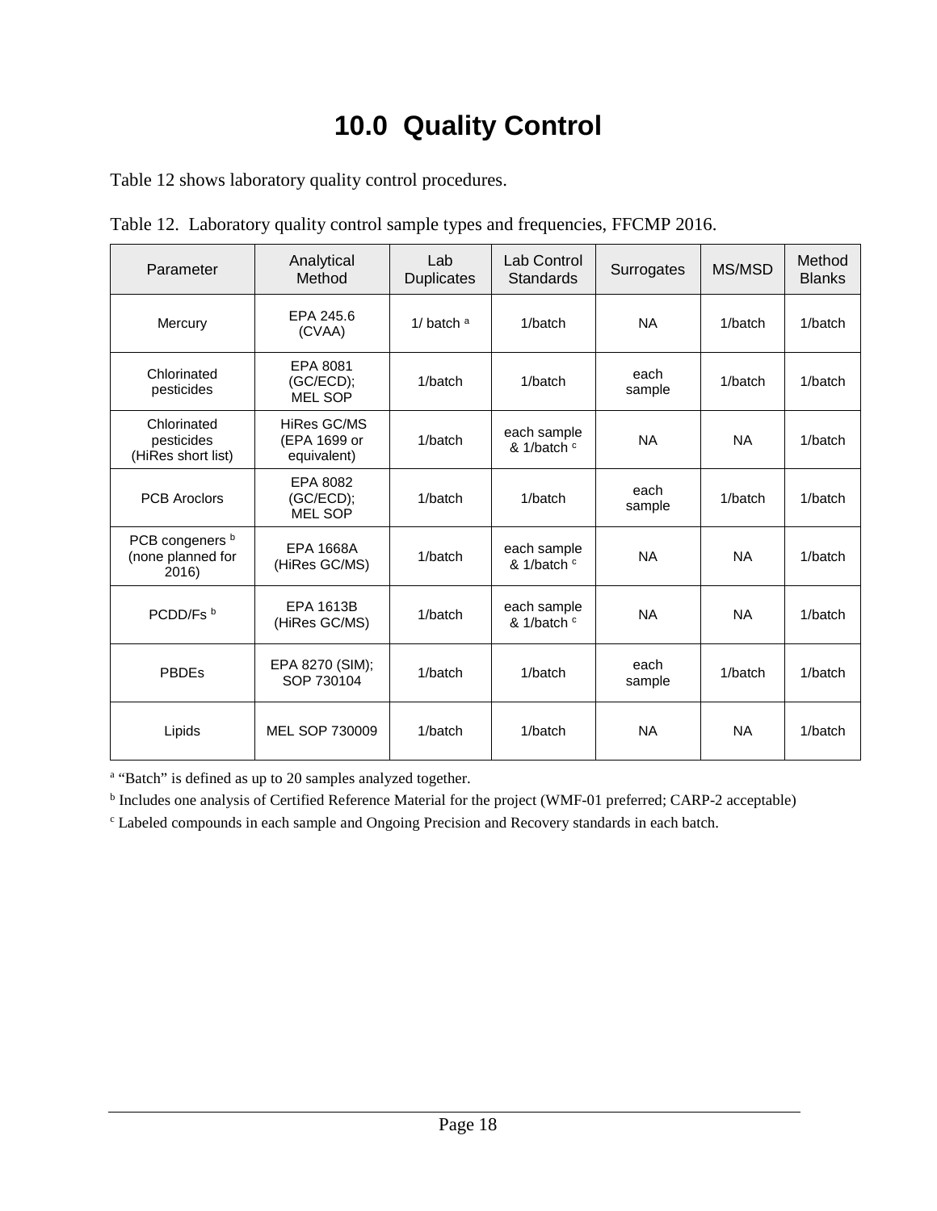# 10.0 Quality Control

Table 12 shows laboratory quality control procedures.

Table 12. Laboratory quality control sample types and frequencies, FFCMP 2016.

| Parameter | Analytical Method | Lab Duplicates | Lab Control Standards | Surrogates | MS/MSD | Method Blanks |
|---|---|---|---|---|---|---|
| Mercury | EPA 245.6 (CVAA) | 1/ batch [a] | 1/batch | NA | 1/batch | 1/batch |
| Chlorinated pesticides | EPA 8081 (GC/ECD); MEL SOP | 1/batch | 1/batch | each sample | 1/batch | 1/batch |
| Chlorinated pesticides (HiRes short list) | HiRes GC/MS (EPA 1699 or equivalent) | 1/batch | each sample & 1/batch [c] | NA | NA | 1/batch |
| PCB Aroclors | EPA 8082 (GC/ECD); MEL SOP | 1/batch | 1/batch | each sample | 1/batch | 1/batch |
| PCB congeners [b] (none planned for 2016) | EPA 1668A (HiRes GC/MS) | 1/batch | each sample & 1/batch [c] | NA | NA | 1/batch |
| PCDD/Fs [b] | EPA 1613B (HiRes GC/MS) | 1/batch | each sample & 1/batch [c] | NA | NA | 1/batch |
| PBDEs | EPA 8270 (SIM); SOP 730104 | 1/batch | 1/batch | each sample | 1/batch | 1/batch |
| Lipids | MEL SOP 730009 | 1/batch | 1/batch | NA | NA | 1/batch |

[a] "Batch" is defined as up to 20 samples analyzed together.

[b] Includes one analysis of Certified Reference Material for the project (WMF-01 preferred; CARP-2 acceptable)

[c] Labeled compounds in each sample and Ongoing Precision and Recovery standards in each batch.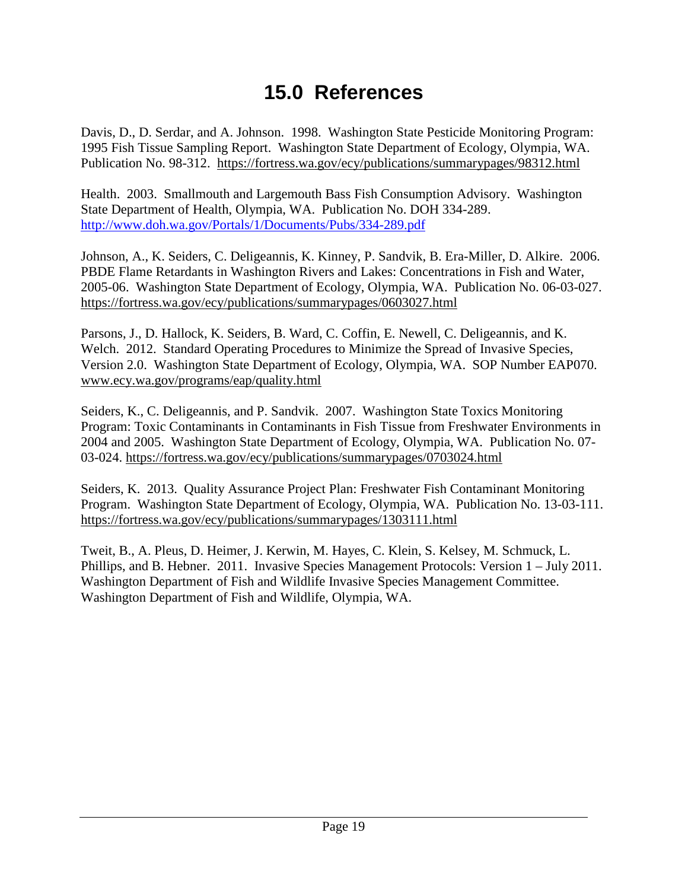# 15.0 References

Davis, D., D. Serdar, and A. Johnson. 1998. Washington State Pesticide Monitoring Program: 1995 Fish Tissue Sampling Report. Washington State Department of Ecology, Olympia, WA. Publication No. 98-312. https://fortress.wa.gov/ecy/publications/summarypages/98312.html

Health. 2003. Smallmouth and Largemouth Bass Fish Consumption Advisory. Washington State Department of Health, Olympia, WA. Publication No. DOH 334-289. http://www.doh.wa.gov/Portals/1/Documents/Pubs/334-289.pdf

Johnson, A., K. Seiders, C. Deligeannis, K. Kinney, P. Sandvik, B. Era-Miller, D. Alkire. 2006. PBDE Flame Retardants in Washington Rivers and Lakes: Concentrations in Fish and Water, 2005-06. Washington State Department of Ecology, Olympia, WA. Publication No. 06-03-027. https://fortress.wa.gov/ecy/publications/summarypages/0603027.html

Parsons, J., D. Hallock, K. Seiders, B. Ward, C. Coffin, E. Newell, C. Deligeannis, and K. Welch. 2012. Standard Operating Procedures to Minimize the Spread of Invasive Species, Version 2.0. Washington State Department of Ecology, Olympia, WA. SOP Number EAP070. www.ecy.wa.gov/programs/eap/quality.html

Seiders, K., C. Deligeannis, and P. Sandvik. 2007. Washington State Toxics Monitoring Program: Toxic Contaminants in Contaminants in Fish Tissue from Freshwater Environments in 2004 and 2005. Washington State Department of Ecology, Olympia, WA. Publication No. 07-03-024. https://fortress.wa.gov/ecy/publications/summarypages/0703024.html

Seiders, K. 2013. Quality Assurance Project Plan: Freshwater Fish Contaminant Monitoring Program. Washington State Department of Ecology, Olympia, WA. Publication No. 13-03-111. https://fortress.wa.gov/ecy/publications/summarypages/1303111.html

Tweit, B., A. Pleus, D. Heimer, J. Kerwin, M. Hayes, C. Klein, S. Kelsey, M. Schmuck, L. Phillips, and B. Hebner. 2011. Invasive Species Management Protocols: Version 1 – July 2011. Washington Department of Fish and Wildlife Invasive Species Management Committee. Washington Department of Fish and Wildlife, Olympia, WA.